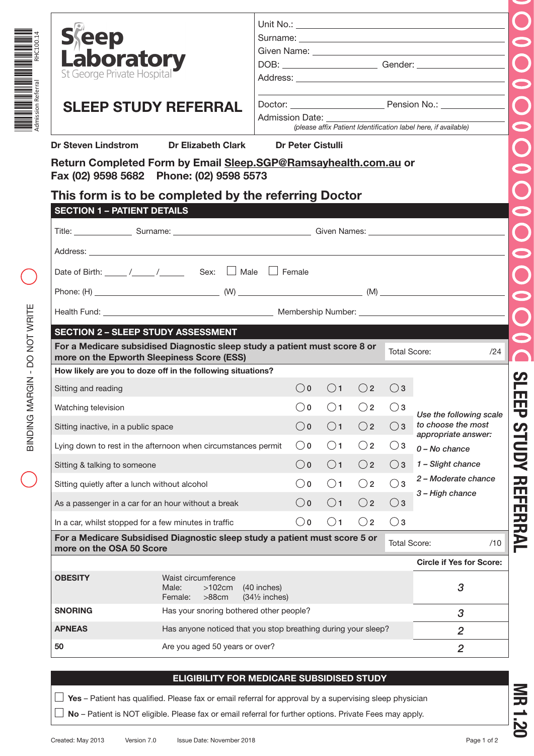Admission Referral RHC100.14

# Sleep Laboratory

St George Private Hospital

## SLEEP STUDY REFERRAL

Unit No.: ______________________

Surname: ______________________

Given Name: ______________________

DOB: ______________ Gender: ______________

Address: ______________________

Doctor: ______________ Pension No.: ______________

Admission Date: ______________________

*(please affix Patient Identification label here, if available)*

**Dr Steven Lindstrom** **Dr Elizabeth Clark** **Dr Peter Cistulli**

**Return Completed Form by Email Sleep.SGP@Ramsayhealth.com.au or Fax (02) 9598 5682 Phone: (02) 9598 5573**

## This form is to be completed by the referring Doctor

### SECTION 1 – PATIENT DETAILS

Title: __________ Surname: ______________________ Given Names: ______________________

Address: ______________________________________________

Date of Birth: _____/_____/______ Sex: ☐ Male ☐ Female

Phone: (H) ______________ (W) ______________ (M) ______________

Health Fund: ______________________ Membership Number: ______________________

### SECTION 2 – SLEEP STUDY ASSESSMENT

**For a Medicare subsidised Diagnostic sleep study a patient must score 8 or more on the Epworth Sleepiness Score (ESS)** Total Score: /24

**How likely are you to doze off in the following situations?**

| Situation | | | | |
|---|---|---|---|---|
| Sitting and reading | ○0 | ○1 | ○2 | ○3 |
| Watching television | ○0 | ○1 | ○2 | ○3 |
| Sitting inactive, in a public space | ○0 | ○1 | ○2 | ○3 |
| Lying down to rest in the afternoon when circumstances permit | ○0 | ○1 | ○2 | ○3 |
| Sitting & talking to someone | ○0 | ○1 | ○2 | ○3 |
| Sitting quietly after a lunch without alcohol | ○0 | ○1 | ○2 | ○3 |
| As a passenger in a car for an hour without a break | ○0 | ○1 | ○2 | ○3 |
| In a car, whilst stopped for a few minutes in traffic | ○0 | ○1 | ○2 | ○3 |

*Use the following scale to choose the most appropriate answer:*

*0 – No chance*
*1 – Slight chance*
*2 – Moderate chance*
*3 – High chance*

**For a Medicare Subsidised Diagnostic sleep study a patient must score 5 or more on the OSA 50 Score** Total Score: /10

| | | Circle if Yes for Score: |
|---|---|---|
| **OBESITY** | Waist circumference<br>Male: >102cm (40 inches)<br>Female: >88cm (34½ inches) | 3 |
| **SNORING** | Has your snoring bothered other people? | 3 |
| **APNEAS** | Has anyone noticed that you stop breathing during your sleep? | 2 |
| **50** | Are you aged 50 years or over? | 2 |

### ELIGIBILITY FOR MEDICARE SUBSIDISED STUDY

☐ **Yes** – Patient has qualified. Please fax or email referral for approval by a supervising sleep physician

☐ **No** – Patient is NOT eligible. Please fax or email referral for further options. Private Fees may apply.

BINDING MARGIN - DO NOT WRITE

SLEEP STUDY REFERRAL

MR 1.20

Created: May 2013 Version 7.0 Issue Date: November 2018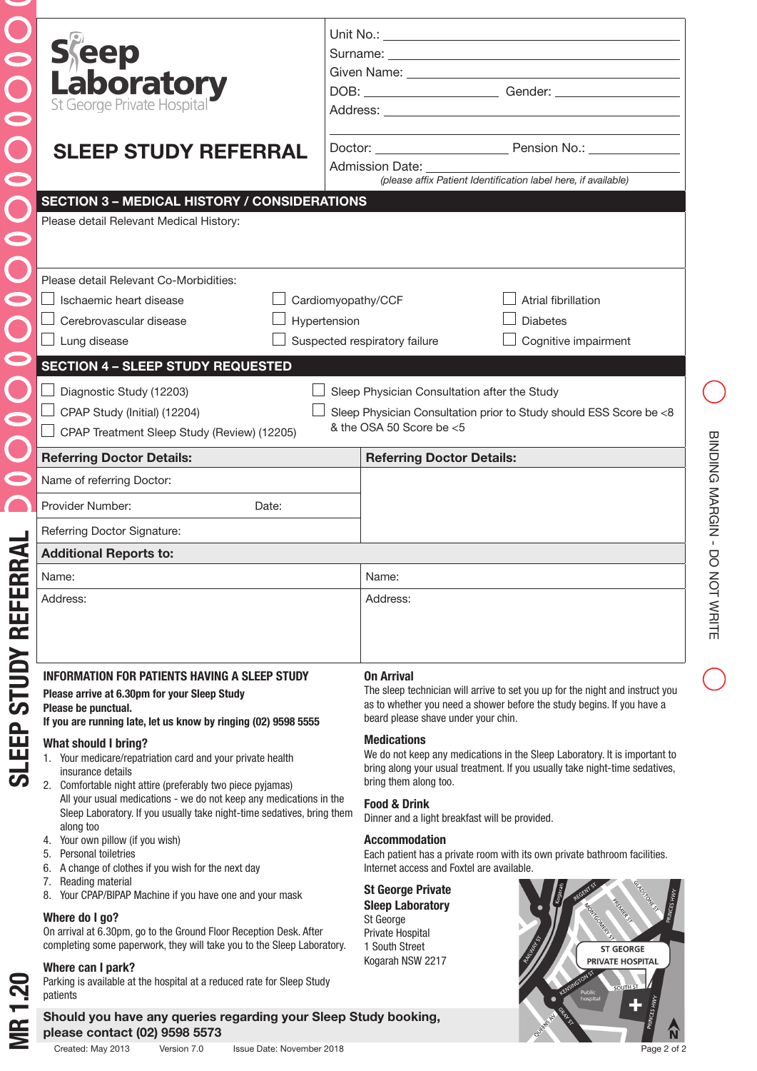# Sleep Laboratory
St George Private Hospital

## SLEEP STUDY REFERRAL

Unit No.: \_\_\_\_\_\_\_\_\_\_
Surname: \_\_\_\_\_\_\_\_\_\_
Given Name: \_\_\_\_\_\_\_\_\_\_
DOB: \_\_\_\_\_\_\_\_\_\_ Gender: \_\_\_\_\_\_\_\_\_\_
Address: \_\_\_\_\_\_\_\_\_\_

Doctor: \_\_\_\_\_\_\_\_\_\_ Pension No.: \_\_\_\_\_\_\_\_\_\_
Admission Date: \_\_\_\_\_\_\_\_\_\_
*(please affix Patient Identification label here, if available)*

## SECTION 3 – MEDICAL HISTORY / CONSIDERATIONS

Please detail Relevant Medical History:

Please detail Relevant Co-Morbidities:

- ☐ Ischaemic heart disease
- ☐ Cardiomyopathy/CCF
- ☐ Atrial fibrillation
- ☐ Cerebrovascular disease
- ☐ Hypertension
- ☐ Diabetes
- ☐ Lung disease
- ☐ Suspected respiratory failure
- ☐ Cognitive impairment

## SECTION 4 – SLEEP STUDY REQUESTED

- ☐ Diagnostic Study (12203)
- ☐ CPAP Study (Initial) (12204)
- ☐ CPAP Treatment Sleep Study (Review) (12205)
- ☐ Sleep Physician Consultation after the Study
- ☐ Sleep Physician Consultation prior to Study should ESS Score be <8 & the OSA 50 Score be <5

| Referring Doctor Details: | Referring Doctor Details: |
|---|---|
| Name of referring Doctor: | |
| Provider Number: Date: | |
| Referring Doctor Signature: | |

| Additional Reports to: | |
|---|---|
| Name: | Name: |
| Address: | Address: |

### INFORMATION FOR PATIENTS HAVING A SLEEP STUDY

**Please arrive at 6.30pm for your Sleep Study**
**Please be punctual.**
**If you are running late, let us know by ringing (02) 9598 5555**

### What should I bring?

1. Your medicare/repatriation card and your private health insurance details
2. Comfortable night attire (preferably two piece pyjamas)
   All your usual medications - we do not keep any medications in the Sleep Laboratory. If you usually take night-time sedatives, bring them along too
4. Your own pillow (if you wish)
5. Personal toiletries
6. A change of clothes if you wish for the next day
7. Reading material
8. Your CPAP/BIPAP Machine if you have one and your mask

### Where do I go?

On arrival at 6.30pm, go to the Ground Floor Reception Desk. After completing some paperwork, they will take you to the Sleep Laboratory.

### Where can I park?

Parking is available at the hospital at a reduced rate for Sleep Study patients

### On Arrival

The sleep technician will arrive to set you up for the night and instruct you as to whether you need a shower before the study begins. If you have a beard please shave under your chin.

### Medications

We do not keep any medications in the Sleep Laboratory. It is important to bring along your usual treatment. If you usually take night-time sedatives, bring them along too.

### Food & Drink

Dinner and a light breakfast will be provided.

### Accommodation

Each patient has a private room with its own private bathroom facilities. Internet access and Foxtel are available.

### St George Private Sleep Laboratory

St George
Private Hospital
1 South Street
Kogarah NSW 2217

Kogarah
REGENT ST
GLADSTONE ST
PRINCES HWY
MONTGOMERY ST
PREMIER ST
RAILWAY ST
ST GEORGE PRIVATE HOSPITAL
KENSINGTON ST
SOUTH ST
Public hospital
QUEENS AV
GRAY ST
PRINCES HWY
N

**Should you have any queries regarding your Sleep Study booking, please contact (02) 9598 5573**

Created: May 2013 Version 7.0 Issue Date: November 2018

SLEEP STUDY REFERRAL
MR 1.20
BINDING MARGIN - DO NOT WRITE